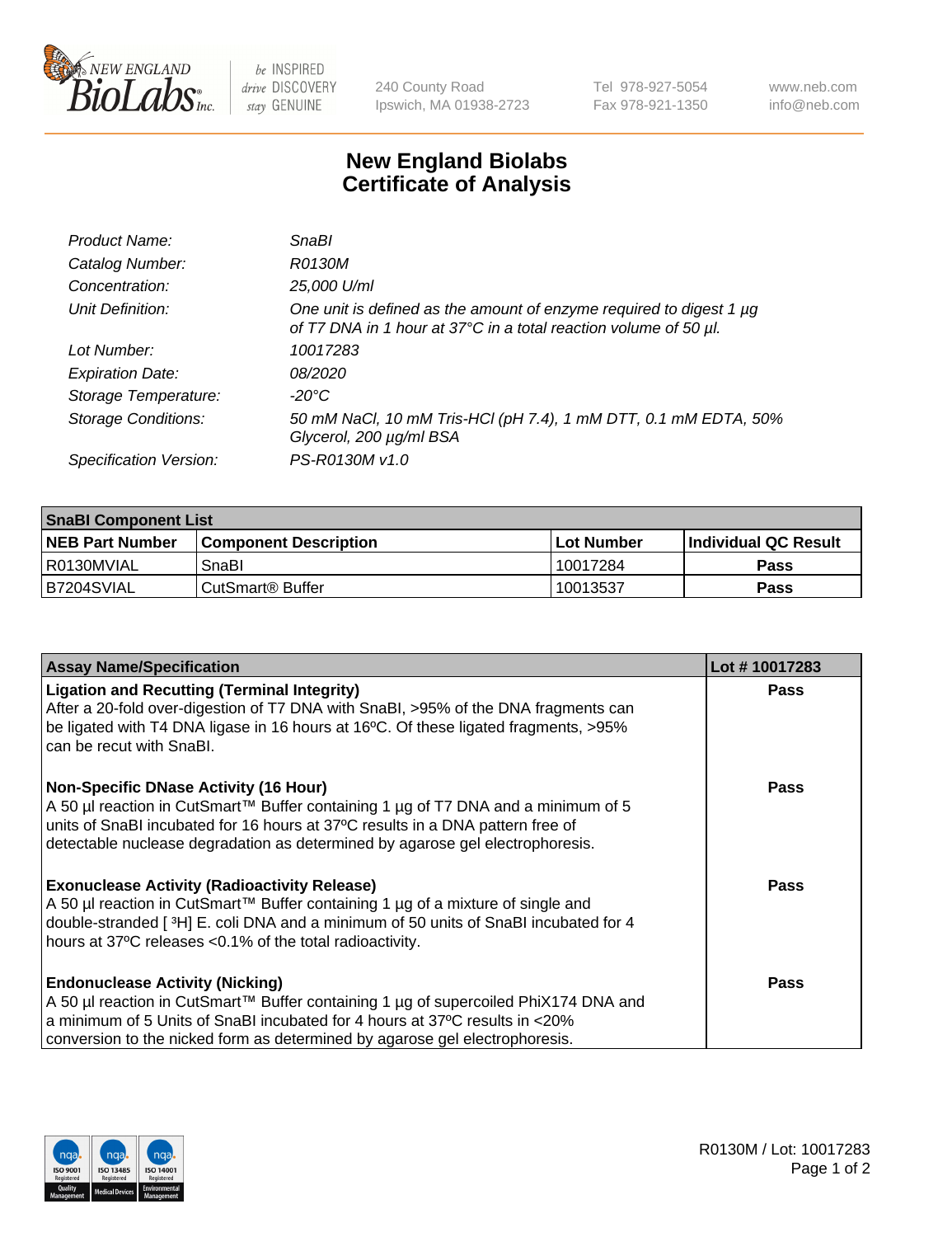New England BioLabs Inc. — be INSPIRED, drive DISCOVERY, stay GENUINE

240 County Road
Ipswich, MA 01938-2723

Tel 978-927-5054
Fax 978-921-1350

www.neb.com
info@neb.com

# New England Biolabs
# Certificate of Analysis

| | |
|---|---|
| *Product Name:* | *SnaBI* |
| *Catalog Number:* | *R0130M* |
| *Concentration:* | *25,000 U/ml* |
| *Unit Definition:* | *One unit is defined as the amount of enzyme required to digest 1 µg of T7 DNA in 1 hour at 37°C in a total reaction volume of 50 µl.* |
| *Lot Number:* | *10017283* |
| *Expiration Date:* | *08/2020* |
| *Storage Temperature:* | *-20°C* |
| *Storage Conditions:* | *50 mM NaCl, 10 mM Tris-HCl (pH 7.4), 1 mM DTT, 0.1 mM EDTA, 50% Glycerol, 200 µg/ml BSA* |
| *Specification Version:* | *PS-R0130M v1.0* |

| **SnaBI Component List** | | | |
|---|---|---|---|
| **NEB Part Number** | **Component Description** | **Lot Number** | **Individual QC Result** |
| R0130MVIAL | SnaBI | 10017284 | **Pass** |
| B7204SVIAL | CutSmart® Buffer | 10013537 | **Pass** |

| **Assay Name/Specification** | **Lot # 10017283** |
|---|---|
| **Ligation and Recutting (Terminal Integrity)** After a 20-fold over-digestion of T7 DNA with SnaBI, >95% of the DNA fragments can be ligated with T4 DNA ligase in 16 hours at 16ºC. Of these ligated fragments, >95% can be recut with SnaBI. | **Pass** |
| **Non-Specific DNase Activity (16 Hour)** A 50 µl reaction in CutSmart™ Buffer containing 1 µg of T7 DNA and a minimum of 5 units of SnaBI incubated for 16 hours at 37ºC results in a DNA pattern free of detectable nuclease degradation as determined by agarose gel electrophoresis. | **Pass** |
| **Exonuclease Activity (Radioactivity Release)** A 50 µl reaction in CutSmart™ Buffer containing 1 µg of a mixture of single and double-stranded [ $^3$H] E. coli DNA and a minimum of 50 units of SnaBI incubated for 4 hours at 37ºC releases <0.1% of the total radioactivity. | **Pass** |
| **Endonuclease Activity (Nicking)** A 50 µl reaction in CutSmart™ Buffer containing 1 µg of supercoiled PhiX174 DNA and a minimum of 5 Units of SnaBI incubated for 4 hours at 37ºC results in <20% conversion to the nicked form as determined by agarose gel electrophoresis. | **Pass** |

R0130M / Lot: 10017283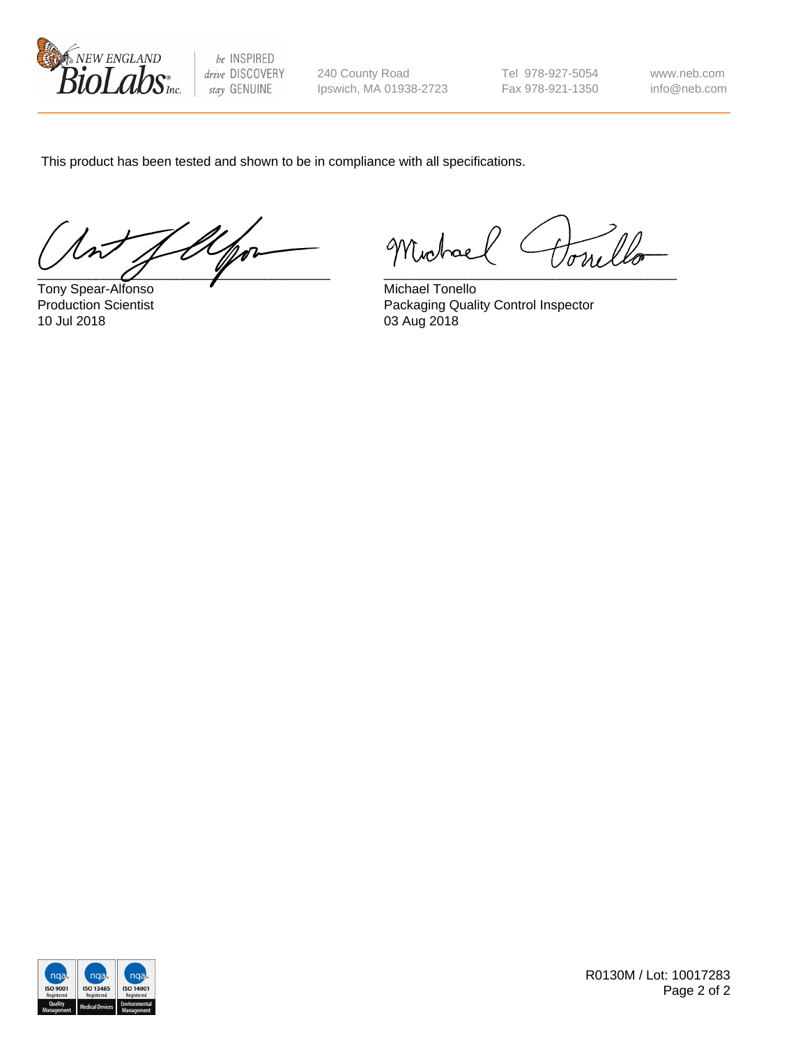This product has been tested and shown to be in compliance with all specifications.

Tony Spear-Alfonso
Production Scientist
10 Jul 2018

Michael Tonello
Packaging Quality Control Inspector
03 Aug 2018

R0130M / Lot: 10017283